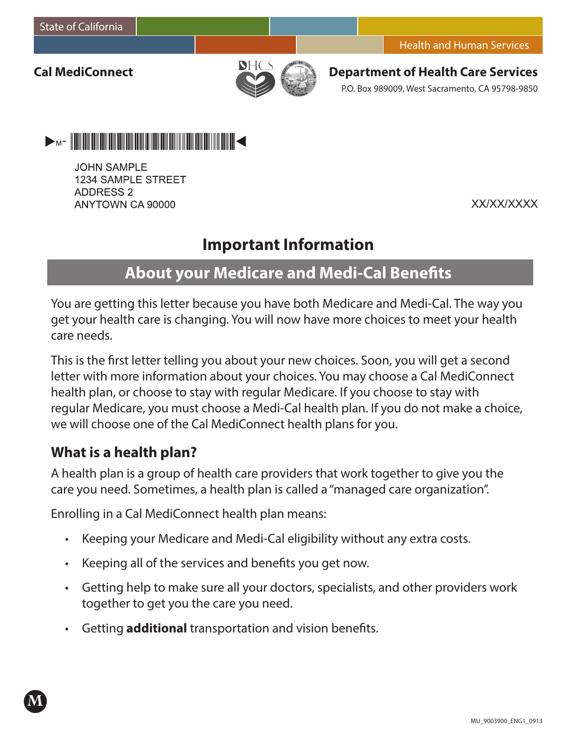State of California

Health and Human Services

**Cal MediConnect**

**Department of Health Care Services**

P.O. Box 989009, West Sacramento, CA 95798-9850

JOHN SAMPLE
1234 SAMPLE STREET
ADDRESS 2
ANYTOWN CA 90000

XX/XX/XXXX

# Important Information

## About your Medicare and Medi-Cal Benefits

You are getting this letter because you have both Medicare and Medi-Cal. The way you get your health care is changing. You will now have more choices to meet your health care needs.

This is the first letter telling you about your new choices. Soon, you will get a second letter with more information about your choices. You may choose a Cal MediConnect health plan, or choose to stay with regular Medicare. If you choose to stay with regular Medicare, you must choose a Medi-Cal health plan. If you do not make a choice, we will choose one of the Cal MediConnect health plans for you.

### What is a health plan?

A health plan is a group of health care providers that work together to give you the care you need. Sometimes, a health plan is called a "managed care organization".

Enrolling in a Cal MediConnect health plan means:

- Keeping your Medicare and Medi-Cal eligibility without any extra costs.
- Keeping all of the services and benefits you get now.
- Getting help to make sure all your doctors, specialists, and other providers work together to get you the care you need.
- Getting **additional** transportation and vision benefits.

MU_9003900_ENG1_0913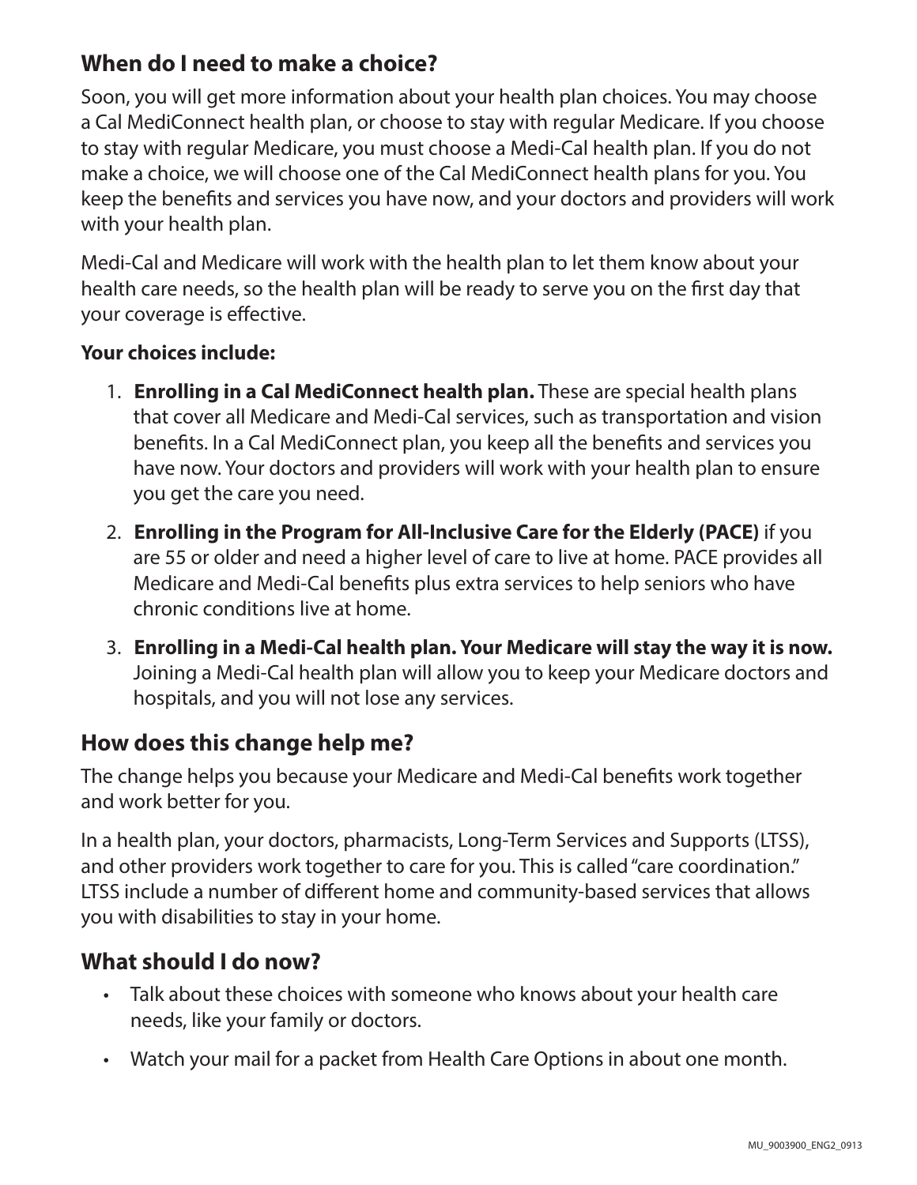## When do I need to make a choice?

Soon, you will get more information about your health plan choices. You may choose a Cal MediConnect health plan, or choose to stay with regular Medicare. If you choose to stay with regular Medicare, you must choose a Medi-Cal health plan. If you do not make a choice, we will choose one of the Cal MediConnect health plans for you. You keep the benefits and services you have now, and your doctors and providers will work with your health plan.

Medi-Cal and Medicare will work with the health plan to let them know about your health care needs, so the health plan will be ready to serve you on the first day that your coverage is effective.

**Your choices include:**

1. **Enrolling in a Cal MediConnect health plan.** These are special health plans that cover all Medicare and Medi-Cal services, such as transportation and vision benefits. In a Cal MediConnect plan, you keep all the benefits and services you have now. Your doctors and providers will work with your health plan to ensure you get the care you need.
2. **Enrolling in the Program for All-Inclusive Care for the Elderly (PACE)** if you are 55 or older and need a higher level of care to live at home. PACE provides all Medicare and Medi-Cal benefits plus extra services to help seniors who have chronic conditions live at home.
3. **Enrolling in a Medi-Cal health plan. Your Medicare will stay the way it is now.** Joining a Medi-Cal health plan will allow you to keep your Medicare doctors and hospitals, and you will not lose any services.

## How does this change help me?

The change helps you because your Medicare and Medi-Cal benefits work together and work better for you.

In a health plan, your doctors, pharmacists, Long-Term Services and Supports (LTSS), and other providers work together to care for you. This is called "care coordination." LTSS include a number of different home and community-based services that allows you with disabilities to stay in your home.

## What should I do now?

- Talk about these choices with someone who knows about your health care needs, like your family or doctors.
- Watch your mail for a packet from Health Care Options in about one month.

MU_9003900_ENG2_0913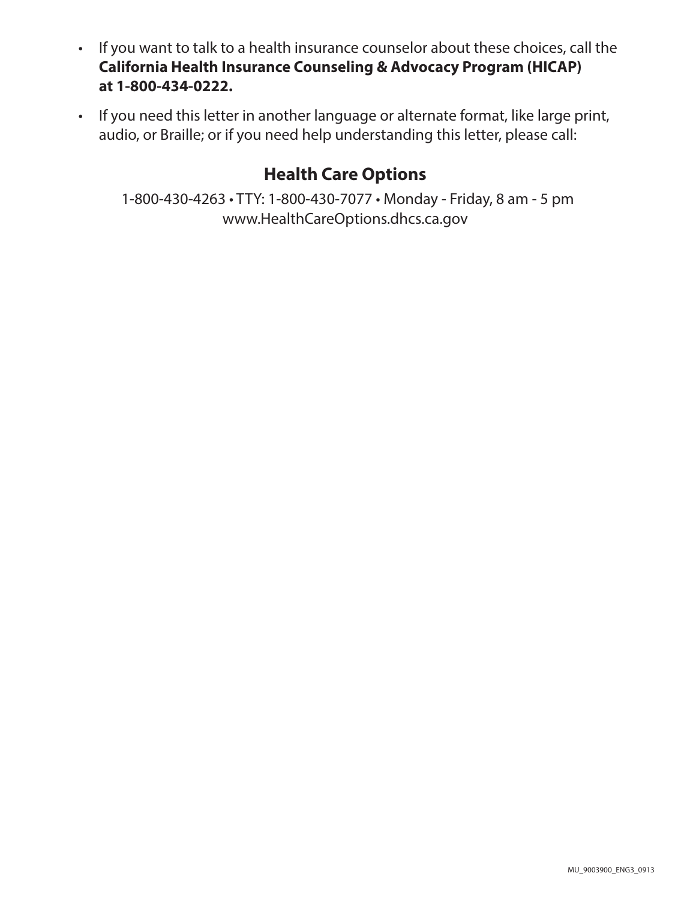- If you want to talk to a health insurance counselor about these choices, call the **California Health Insurance Counseling & Advocacy Program (HICAP) at 1-800-434-0222.**
- If you need this letter in another language or alternate format, like large print, audio, or Braille; or if you need help understanding this letter, please call:

**Health Care Options**

1-800-430-4263 • TTY: 1-800-430-7077 • Monday - Friday, 8 am - 5 pm
www.HealthCareOptions.dhcs.ca.gov

MU_9003900_ENG3_0913